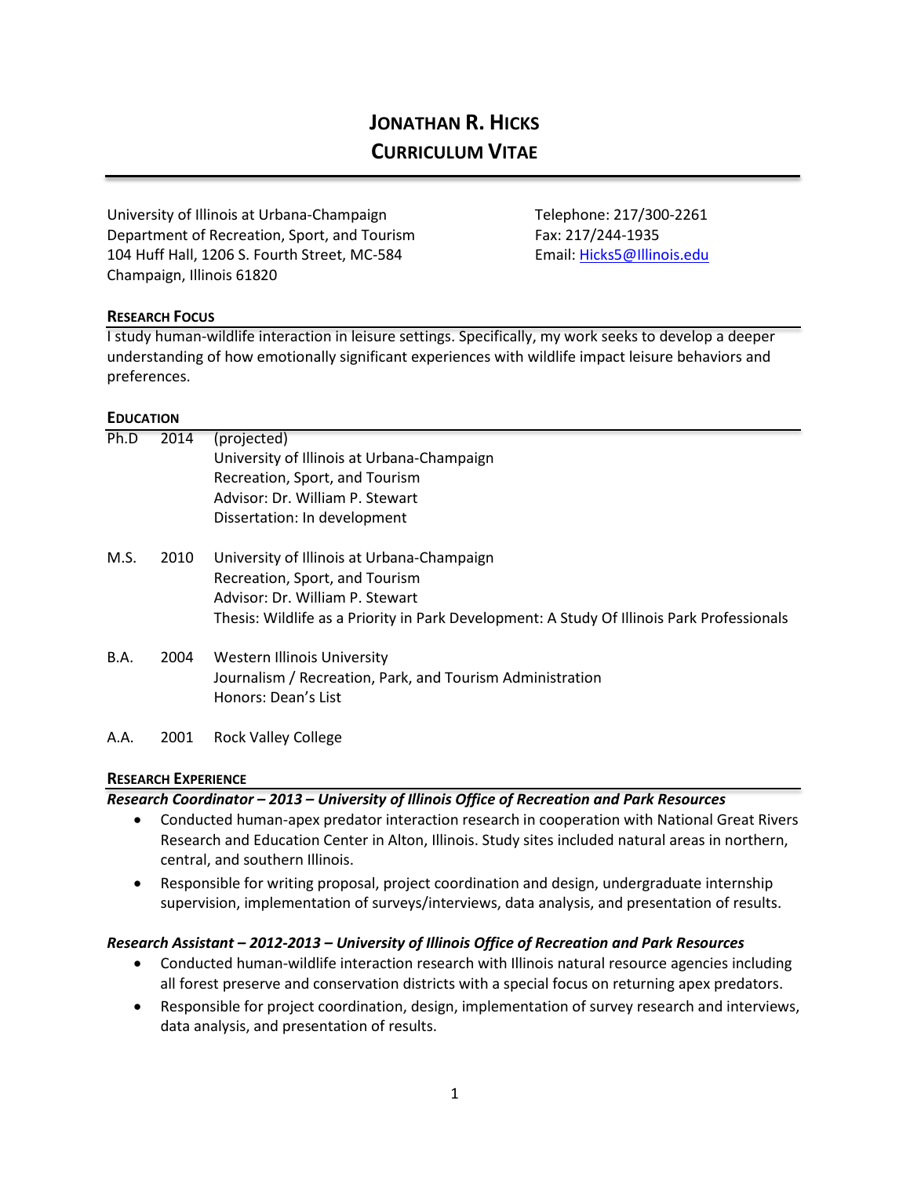# JONATHAN R. HICKS
# CURRICULUM VITAE

University of Illinois at Urbana-Champaign
Department of Recreation, Sport, and Tourism
104 Huff Hall, 1206 S. Fourth Street, MC-584
Champaign, Illinois 61820

Telephone: 217/300-2261
Fax: 217/244-1935
Email: Hicks5@Illinois.edu

## RESEARCH FOCUS

I study human-wildlife interaction in leisure settings. Specifically, my work seeks to develop a deeper understanding of how emotionally significant experiences with wildlife impact leisure behaviors and preferences.

## EDUCATION

Ph.D 2014 (projected)
University of Illinois at Urbana-Champaign
Recreation, Sport, and Tourism
Advisor: Dr. William P. Stewart
Dissertation: In development

M.S. 2010 University of Illinois at Urbana-Champaign
Recreation, Sport, and Tourism
Advisor: Dr. William P. Stewart
Thesis: Wildlife as a Priority in Park Development: A Study Of Illinois Park Professionals

B.A. 2004 Western Illinois University
Journalism / Recreation, Park, and Tourism Administration
Honors: Dean's List

A.A. 2001 Rock Valley College

## RESEARCH EXPERIENCE

***Research Coordinator – 2013 – University of Illinois Office of Recreation and Park Resources***

- Conducted human-apex predator interaction research in cooperation with National Great Rivers Research and Education Center in Alton, Illinois. Study sites included natural areas in northern, central, and southern Illinois.
- Responsible for writing proposal, project coordination and design, undergraduate internship supervision, implementation of surveys/interviews, data analysis, and presentation of results.

***Research Assistant – 2012-2013 – University of Illinois Office of Recreation and Park Resources***

- Conducted human-wildlife interaction research with Illinois natural resource agencies including all forest preserve and conservation districts with a special focus on returning apex predators.
- Responsible for project coordination, design, implementation of survey research and interviews, data analysis, and presentation of results.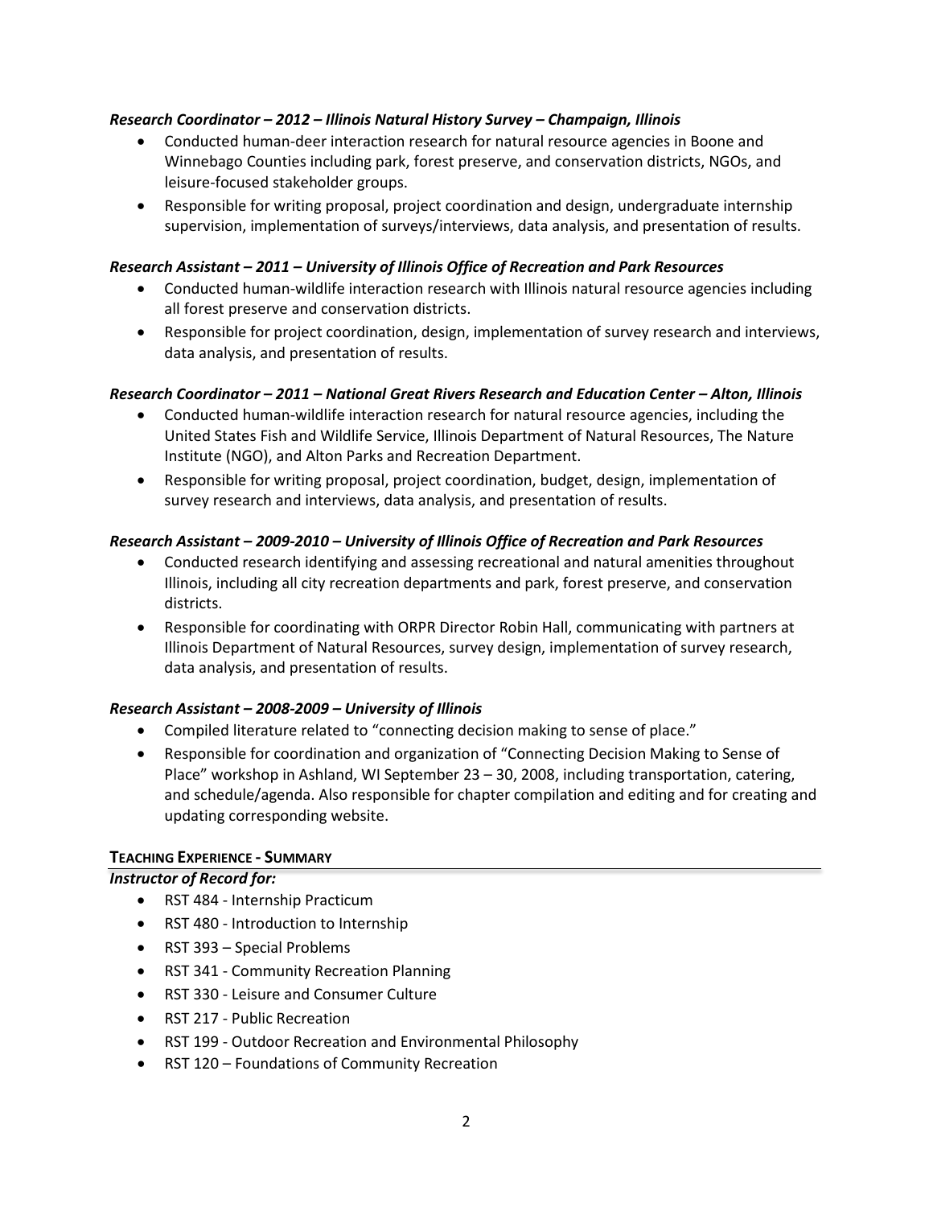***Research Coordinator – 2012 – Illinois Natural History Survey – Champaign, Illinois***

- Conducted human-deer interaction research for natural resource agencies in Boone and Winnebago Counties including park, forest preserve, and conservation districts, NGOs, and leisure-focused stakeholder groups.
- Responsible for writing proposal, project coordination and design, undergraduate internship supervision, implementation of surveys/interviews, data analysis, and presentation of results.

***Research Assistant – 2011 – University of Illinois Office of Recreation and Park Resources***

- Conducted human-wildlife interaction research with Illinois natural resource agencies including all forest preserve and conservation districts.
- Responsible for project coordination, design, implementation of survey research and interviews, data analysis, and presentation of results.

***Research Coordinator – 2011 – National Great Rivers Research and Education Center – Alton, Illinois***

- Conducted human-wildlife interaction research for natural resource agencies, including the United States Fish and Wildlife Service, Illinois Department of Natural Resources, The Nature Institute (NGO), and Alton Parks and Recreation Department.
- Responsible for writing proposal, project coordination, budget, design, implementation of survey research and interviews, data analysis, and presentation of results.

***Research Assistant – 2009-2010 – University of Illinois Office of Recreation and Park Resources***

- Conducted research identifying and assessing recreational and natural amenities throughout Illinois, including all city recreation departments and park, forest preserve, and conservation districts.
- Responsible for coordinating with ORPR Director Robin Hall, communicating with partners at Illinois Department of Natural Resources, survey design, implementation of survey research, data analysis, and presentation of results.

***Research Assistant – 2008-2009 – University of Illinois***

- Compiled literature related to "connecting decision making to sense of place."
- Responsible for coordination and organization of "Connecting Decision Making to Sense of Place" workshop in Ashland, WI September 23 – 30, 2008, including transportation, catering, and schedule/agenda. Also responsible for chapter compilation and editing and for creating and updating corresponding website.

## **TEACHING EXPERIENCE - SUMMARY**

***Instructor of Record for:***

- RST 484 - Internship Practicum
- RST 480 - Introduction to Internship
- RST 393 – Special Problems
- RST 341 - Community Recreation Planning
- RST 330 - Leisure and Consumer Culture
- RST 217 - Public Recreation
- RST 199 - Outdoor Recreation and Environmental Philosophy
- RST 120 – Foundations of Community Recreation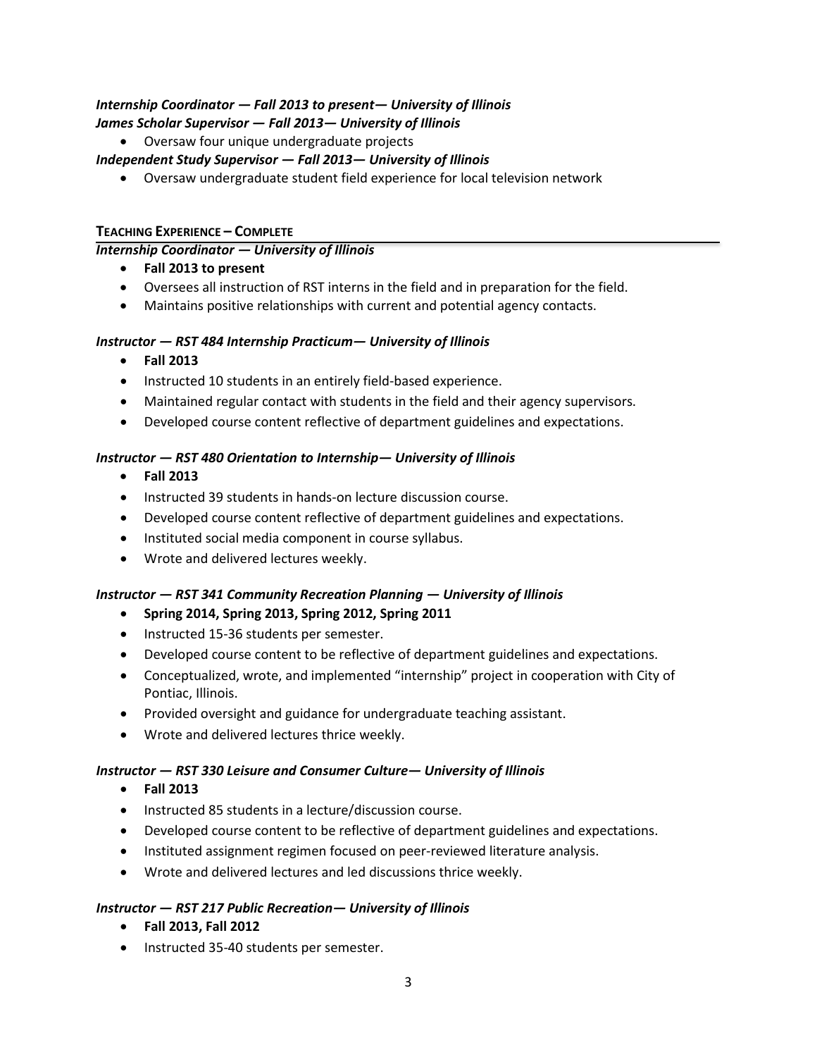***Internship Coordinator — Fall 2013 to present— University of Illinois***
***James Scholar Supervisor — Fall 2013— University of Illinois***

- Oversaw four unique undergraduate projects

***Independent Study Supervisor — Fall 2013— University of Illinois***

- Oversaw undergraduate student field experience for local television network

## TEACHING EXPERIENCE – COMPLETE

***Internship Coordinator — University of Illinois***

- **Fall 2013 to present**
- Oversees all instruction of RST interns in the field and in preparation for the field.
- Maintains positive relationships with current and potential agency contacts.

***Instructor — RST 484 Internship Practicum— University of Illinois***

- **Fall 2013**
- Instructed 10 students in an entirely field-based experience.
- Maintained regular contact with students in the field and their agency supervisors.
- Developed course content reflective of department guidelines and expectations.

***Instructor — RST 480 Orientation to Internship— University of Illinois***

- **Fall 2013**
- Instructed 39 students in hands-on lecture discussion course.
- Developed course content reflective of department guidelines and expectations.
- Instituted social media component in course syllabus.
- Wrote and delivered lectures weekly.

***Instructor — RST 341 Community Recreation Planning — University of Illinois***

- **Spring 2014, Spring 2013, Spring 2012, Spring 2011**
- Instructed 15-36 students per semester.
- Developed course content to be reflective of department guidelines and expectations.
- Conceptualized, wrote, and implemented "internship" project in cooperation with City of Pontiac, Illinois.
- Provided oversight and guidance for undergraduate teaching assistant.
- Wrote and delivered lectures thrice weekly.

***Instructor — RST 330 Leisure and Consumer Culture— University of Illinois***

- **Fall 2013**
- Instructed 85 students in a lecture/discussion course.
- Developed course content to be reflective of department guidelines and expectations.
- Instituted assignment regimen focused on peer-reviewed literature analysis.
- Wrote and delivered lectures and led discussions thrice weekly.

***Instructor — RST 217 Public Recreation— University of Illinois***

- **Fall 2013, Fall 2012**
- Instructed 35-40 students per semester.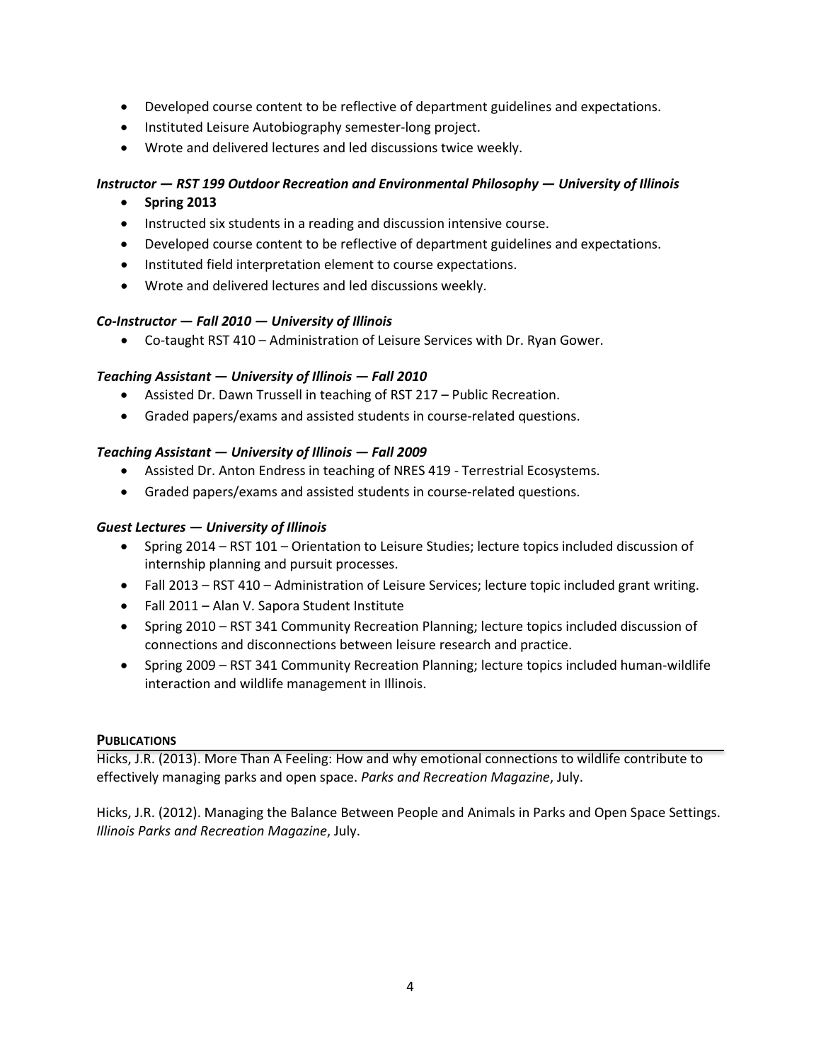- Developed course content to be reflective of department guidelines and expectations.
- Instituted Leisure Autobiography semester-long project.
- Wrote and delivered lectures and led discussions twice weekly.

***Instructor — RST 199 Outdoor Recreation and Environmental Philosophy — University of Illinois***

- **Spring 2013**
- Instructed six students in a reading and discussion intensive course.
- Developed course content to be reflective of department guidelines and expectations.
- Instituted field interpretation element to course expectations.
- Wrote and delivered lectures and led discussions weekly.

***Co-Instructor — Fall 2010 — University of Illinois***

- Co-taught RST 410 – Administration of Leisure Services with Dr. Ryan Gower.

***Teaching Assistant — University of Illinois — Fall 2010***

- Assisted Dr. Dawn Trussell in teaching of RST 217 – Public Recreation.
- Graded papers/exams and assisted students in course-related questions.

***Teaching Assistant — University of Illinois — Fall 2009***

- Assisted Dr. Anton Endress in teaching of NRES 419 - Terrestrial Ecosystems.
- Graded papers/exams and assisted students in course-related questions.

***Guest Lectures — University of Illinois***

- Spring 2014 – RST 101 – Orientation to Leisure Studies; lecture topics included discussion of internship planning and pursuit processes.
- Fall 2013 – RST 410 – Administration of Leisure Services; lecture topic included grant writing.
- Fall 2011 – Alan V. Sapora Student Institute
- Spring 2010 – RST 341 Community Recreation Planning; lecture topics included discussion of connections and disconnections between leisure research and practice.
- Spring 2009 – RST 341 Community Recreation Planning; lecture topics included human-wildlife interaction and wildlife management in Illinois.

## PUBLICATIONS

Hicks, J.R. (2013). More Than A Feeling: How and why emotional connections to wildlife contribute to effectively managing parks and open space. *Parks and Recreation Magazine*, July.

Hicks, J.R. (2012). Managing the Balance Between People and Animals in Parks and Open Space Settings. *Illinois Parks and Recreation Magazine*, July.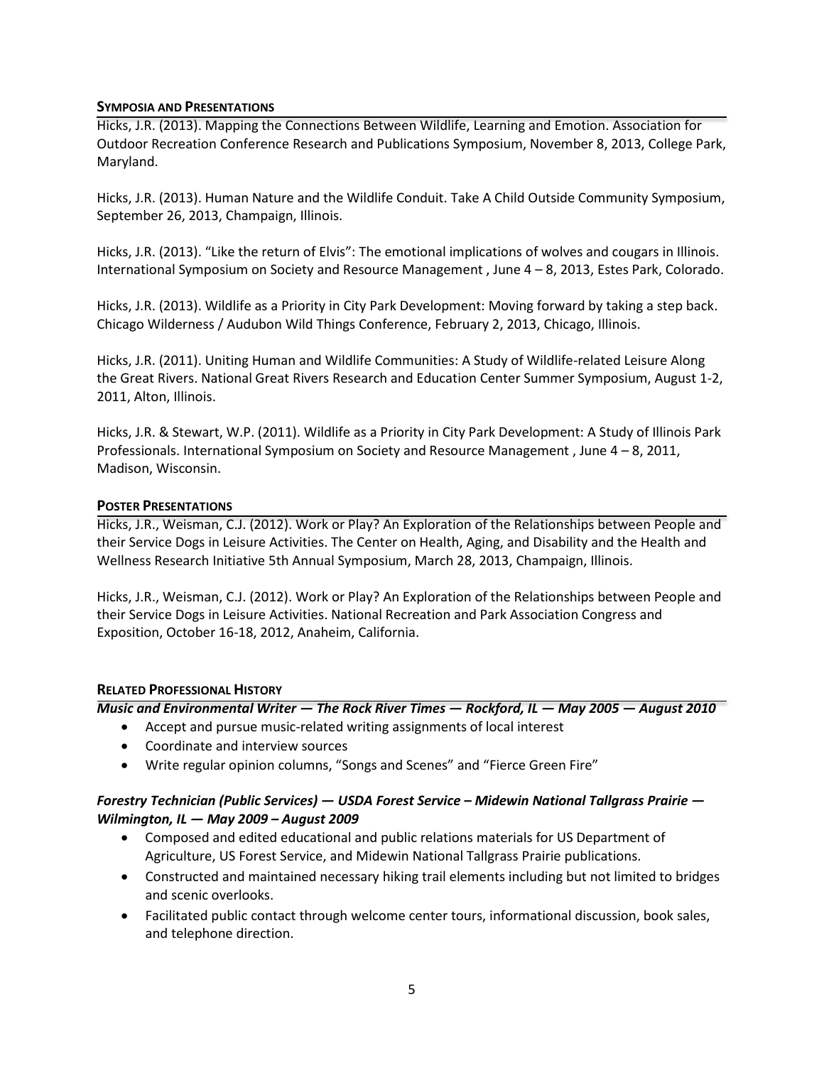## Symposia and Presentations

Hicks, J.R. (2013). Mapping the Connections Between Wildlife, Learning and Emotion. Association for Outdoor Recreation Conference Research and Publications Symposium, November 8, 2013, College Park, Maryland.

Hicks, J.R. (2013). Human Nature and the Wildlife Conduit. Take A Child Outside Community Symposium, September 26, 2013, Champaign, Illinois.

Hicks, J.R. (2013). "Like the return of Elvis": The emotional implications of wolves and cougars in Illinois. International Symposium on Society and Resource Management , June 4 – 8, 2013, Estes Park, Colorado.

Hicks, J.R. (2013). Wildlife as a Priority in City Park Development: Moving forward by taking a step back. Chicago Wilderness / Audubon Wild Things Conference, February 2, 2013, Chicago, Illinois.

Hicks, J.R. (2011). Uniting Human and Wildlife Communities: A Study of Wildlife-related Leisure Along the Great Rivers. National Great Rivers Research and Education Center Summer Symposium, August 1-2, 2011, Alton, Illinois.

Hicks, J.R. & Stewart, W.P. (2011). Wildlife as a Priority in City Park Development: A Study of Illinois Park Professionals. International Symposium on Society and Resource Management , June 4 – 8, 2011, Madison, Wisconsin.

## Poster Presentations

Hicks, J.R., Weisman, C.J. (2012). Work or Play? An Exploration of the Relationships between People and their Service Dogs in Leisure Activities. The Center on Health, Aging, and Disability and the Health and Wellness Research Initiative 5th Annual Symposium, March 28, 2013, Champaign, Illinois.

Hicks, J.R., Weisman, C.J. (2012). Work or Play? An Exploration of the Relationships between People and their Service Dogs in Leisure Activities. National Recreation and Park Association Congress and Exposition, October 16-18, 2012, Anaheim, California.

## Related Professional History

***Music and Environmental Writer — The Rock River Times — Rockford, IL — May 2005 — August 2010***

- Accept and pursue music-related writing assignments of local interest
- Coordinate and interview sources
- Write regular opinion columns, "Songs and Scenes" and "Fierce Green Fire"

***Forestry Technician (Public Services) — USDA Forest Service – Midewin National Tallgrass Prairie — Wilmington, IL — May 2009 – August 2009***

- Composed and edited educational and public relations materials for US Department of Agriculture, US Forest Service, and Midewin National Tallgrass Prairie publications.
- Constructed and maintained necessary hiking trail elements including but not limited to bridges and scenic overlooks.
- Facilitated public contact through welcome center tours, informational discussion, book sales, and telephone direction.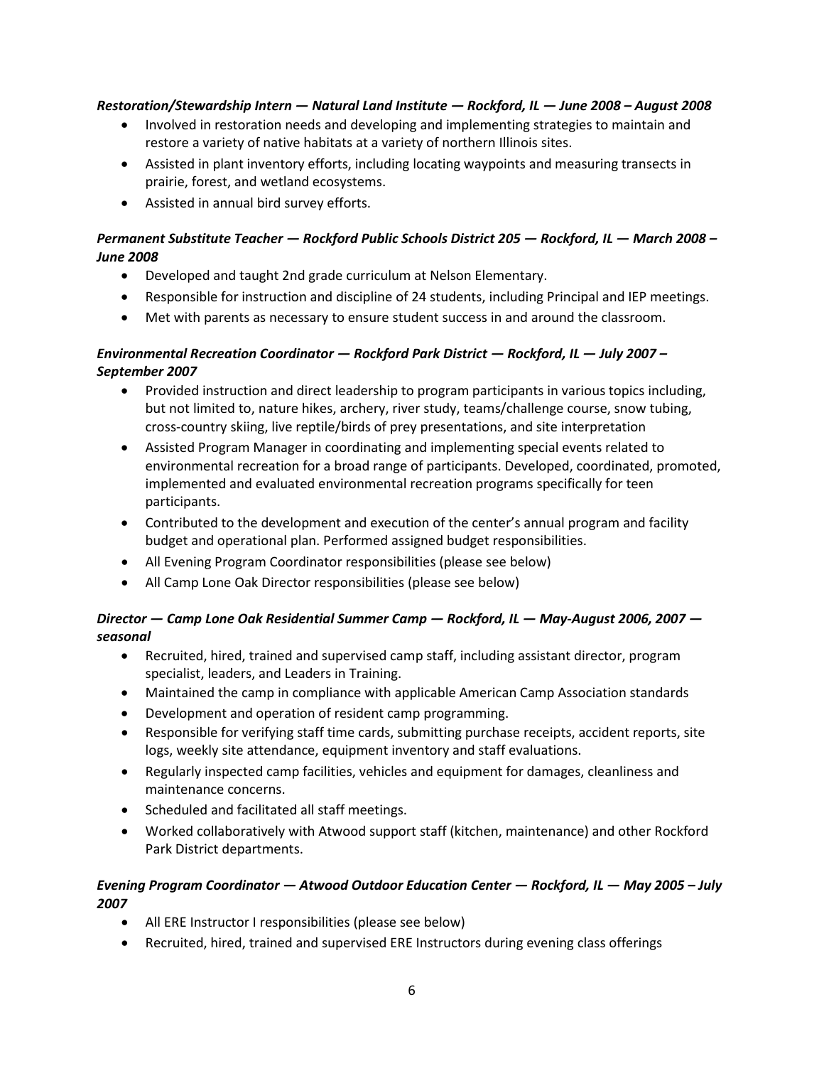***Restoration/Stewardship Intern — Natural Land Institute — Rockford, IL — June 2008 – August 2008***

- Involved in restoration needs and developing and implementing strategies to maintain and restore a variety of native habitats at a variety of northern Illinois sites.
- Assisted in plant inventory efforts, including locating waypoints and measuring transects in prairie, forest, and wetland ecosystems.
- Assisted in annual bird survey efforts.

***Permanent Substitute Teacher — Rockford Public Schools District 205 — Rockford, IL — March 2008 – June 2008***

- Developed and taught 2nd grade curriculum at Nelson Elementary.
- Responsible for instruction and discipline of 24 students, including Principal and IEP meetings.
- Met with parents as necessary to ensure student success in and around the classroom.

***Environmental Recreation Coordinator — Rockford Park District — Rockford, IL — July 2007 – September 2007***

- Provided instruction and direct leadership to program participants in various topics including, but not limited to, nature hikes, archery, river study, teams/challenge course, snow tubing, cross-country skiing, live reptile/birds of prey presentations, and site interpretation
- Assisted Program Manager in coordinating and implementing special events related to environmental recreation for a broad range of participants. Developed, coordinated, promoted, implemented and evaluated environmental recreation programs specifically for teen participants.
- Contributed to the development and execution of the center's annual program and facility budget and operational plan. Performed assigned budget responsibilities.
- All Evening Program Coordinator responsibilities (please see below)
- All Camp Lone Oak Director responsibilities (please see below)

***Director — Camp Lone Oak Residential Summer Camp — Rockford, IL — May-August 2006, 2007 — seasonal***

- Recruited, hired, trained and supervised camp staff, including assistant director, program specialist, leaders, and Leaders in Training.
- Maintained the camp in compliance with applicable American Camp Association standards
- Development and operation of resident camp programming.
- Responsible for verifying staff time cards, submitting purchase receipts, accident reports, site logs, weekly site attendance, equipment inventory and staff evaluations.
- Regularly inspected camp facilities, vehicles and equipment for damages, cleanliness and maintenance concerns.
- Scheduled and facilitated all staff meetings.
- Worked collaboratively with Atwood support staff (kitchen, maintenance) and other Rockford Park District departments.

***Evening Program Coordinator — Atwood Outdoor Education Center — Rockford, IL — May 2005 – July 2007***

- All ERE Instructor I responsibilities (please see below)
- Recruited, hired, trained and supervised ERE Instructors during evening class offerings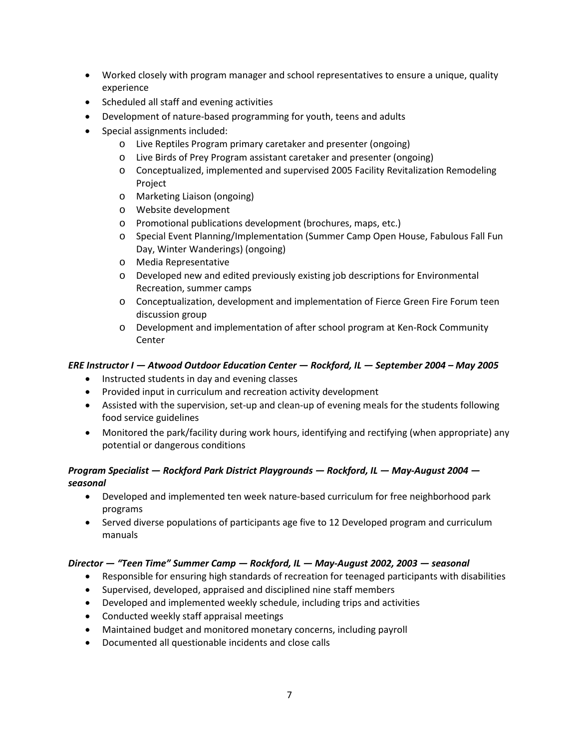- Worked closely with program manager and school representatives to ensure a unique, quality experience
- Scheduled all staff and evening activities
- Development of nature-based programming for youth, teens and adults
- Special assignments included:
    - Live Reptiles Program primary caretaker and presenter (ongoing)
    - Live Birds of Prey Program assistant caretaker and presenter (ongoing)
    - Conceptualized, implemented and supervised 2005 Facility Revitalization Remodeling Project
    - Marketing Liaison (ongoing)
    - Website development
    - Promotional publications development (brochures, maps, etc.)
    - Special Event Planning/Implementation (Summer Camp Open House, Fabulous Fall Fun Day, Winter Wanderings) (ongoing)
    - Media Representative
    - Developed new and edited previously existing job descriptions for Environmental Recreation, summer camps
    - Conceptualization, development and implementation of Fierce Green Fire Forum teen discussion group
    - Development and implementation of after school program at Ken-Rock Community Center

***ERE Instructor I — Atwood Outdoor Education Center — Rockford, IL — September 2004 – May 2005***

- Instructed students in day and evening classes
- Provided input in curriculum and recreation activity development
- Assisted with the supervision, set-up and clean-up of evening meals for the students following food service guidelines
- Monitored the park/facility during work hours, identifying and rectifying (when appropriate) any potential or dangerous conditions

***Program Specialist — Rockford Park District Playgrounds — Rockford, IL — May-August 2004 — seasonal***

- Developed and implemented ten week nature-based curriculum for free neighborhood park programs
- Served diverse populations of participants age five to 12 Developed program and curriculum manuals

***Director — "Teen Time" Summer Camp — Rockford, IL — May-August 2002, 2003 — seasonal***

- Responsible for ensuring high standards of recreation for teenaged participants with disabilities
- Supervised, developed, appraised and disciplined nine staff members
- Developed and implemented weekly schedule, including trips and activities
- Conducted weekly staff appraisal meetings
- Maintained budget and monitored monetary concerns, including payroll
- Documented all questionable incidents and close calls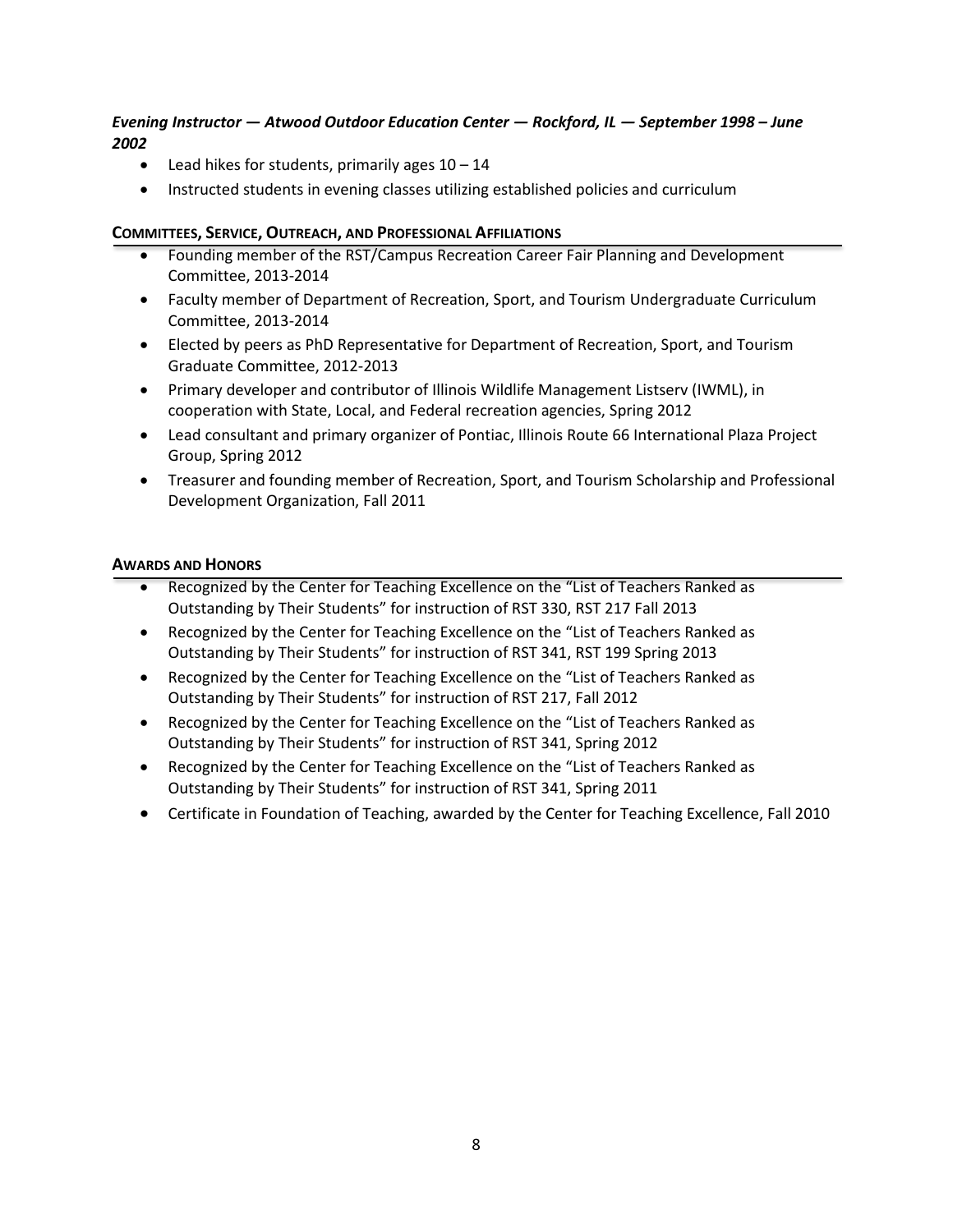***Evening Instructor — Atwood Outdoor Education Center — Rockford, IL — September 1998 – June 2002***

- Lead hikes for students, primarily ages 10 – 14
- Instructed students in evening classes utilizing established policies and curriculum

## COMMITTEES, SERVICE, OUTREACH, AND PROFESSIONAL AFFILIATIONS

- Founding member of the RST/Campus Recreation Career Fair Planning and Development Committee, 2013-2014
- Faculty member of Department of Recreation, Sport, and Tourism Undergraduate Curriculum Committee, 2013-2014
- Elected by peers as PhD Representative for Department of Recreation, Sport, and Tourism Graduate Committee, 2012-2013
- Primary developer and contributor of Illinois Wildlife Management Listserv (IWML), in cooperation with State, Local, and Federal recreation agencies, Spring 2012
- Lead consultant and primary organizer of Pontiac, Illinois Route 66 International Plaza Project Group, Spring 2012
- Treasurer and founding member of Recreation, Sport, and Tourism Scholarship and Professional Development Organization, Fall 2011

## AWARDS AND HONORS

- Recognized by the Center for Teaching Excellence on the "List of Teachers Ranked as Outstanding by Their Students" for instruction of RST 330, RST 217 Fall 2013
- Recognized by the Center for Teaching Excellence on the "List of Teachers Ranked as Outstanding by Their Students" for instruction of RST 341, RST 199 Spring 2013
- Recognized by the Center for Teaching Excellence on the "List of Teachers Ranked as Outstanding by Their Students" for instruction of RST 217, Fall 2012
- Recognized by the Center for Teaching Excellence on the "List of Teachers Ranked as Outstanding by Their Students" for instruction of RST 341, Spring 2012
- Recognized by the Center for Teaching Excellence on the "List of Teachers Ranked as Outstanding by Their Students" for instruction of RST 341, Spring 2011
- Certificate in Foundation of Teaching, awarded by the Center for Teaching Excellence, Fall 2010